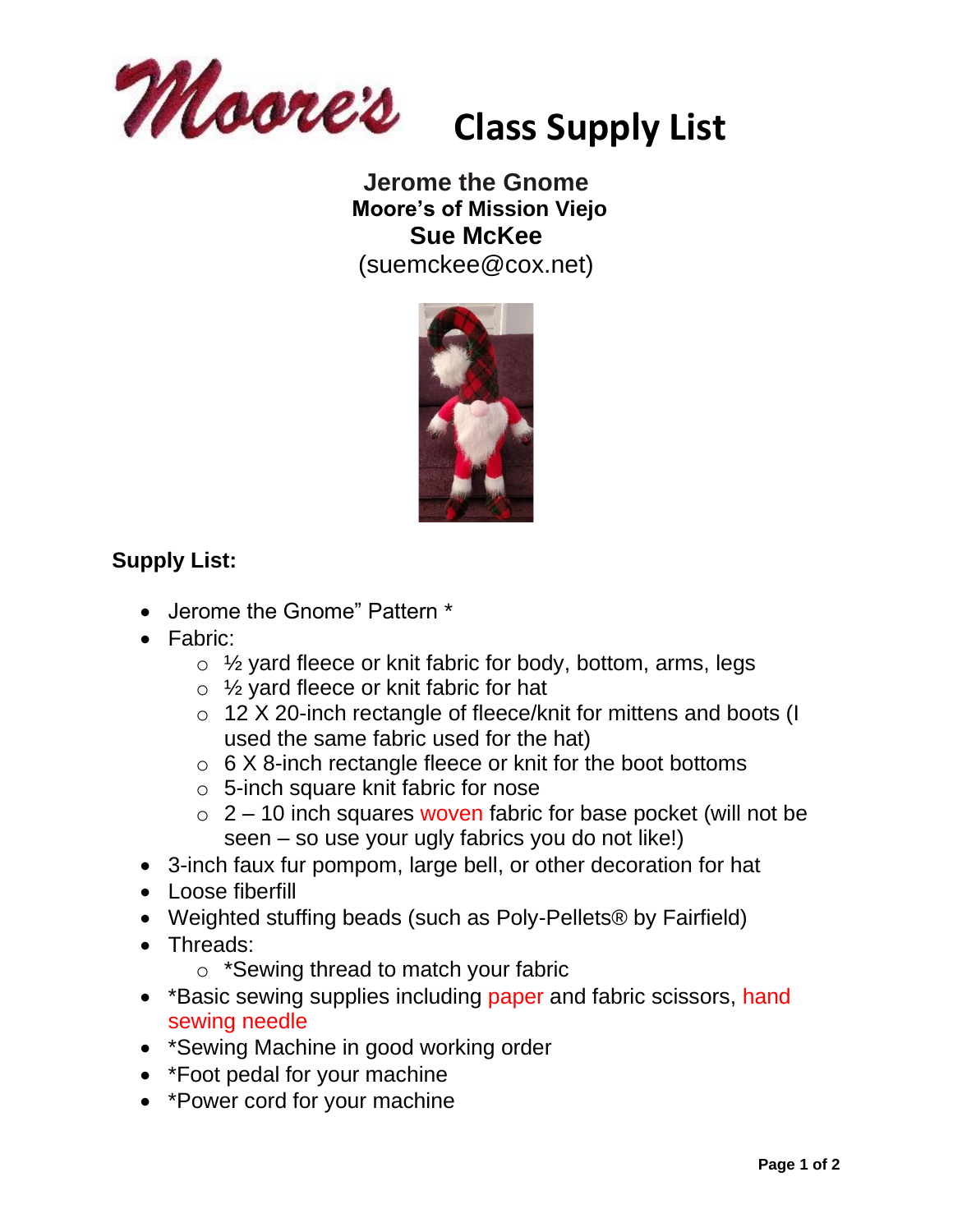# Moore's Class Supply List

## Jerome the Gnome

**Moore's of Mission Viejo**

**Sue McKee**

(suemckee@cox.net)

**Supply List:**

- Jerome the Gnome" Pattern *
- Fabric:
  - ½ yard fleece or knit fabric for body, bottom, arms, legs
  - ½ yard fleece or knit fabric for hat
  - 12 X 20-inch rectangle of fleece/knit for mittens and boots (I used the same fabric used for the hat)
  - 6 X 8-inch rectangle fleece or knit for the boot bottoms
  - 5-inch square knit fabric for nose
  - 2 – 10 inch squares woven fabric for base pocket (will not be seen – so use your ugly fabrics you do not like!)
- 3-inch faux fur pompom, large bell, or other decoration for hat
- Loose fiberfill
- Weighted stuffing beads (such as Poly-Pellets® by Fairfield)
- Threads:
  - *Sewing thread to match your fabric
- *Basic sewing supplies including paper and fabric scissors, hand sewing needle
- *Sewing Machine in good working order
- *Foot pedal for your machine
- *Power cord for your machine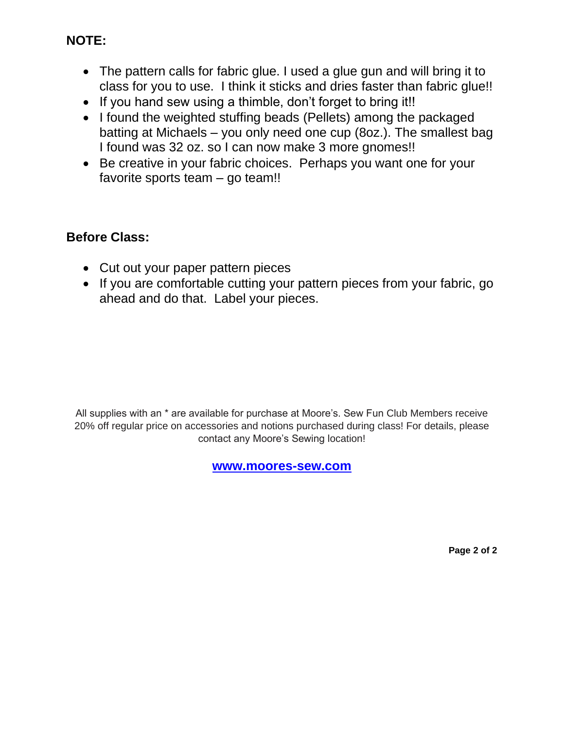**NOTE:**

- The pattern calls for fabric glue. I used a glue gun and will bring it to class for you to use. I think it sticks and dries faster than fabric glue!!
- If you hand sew using a thimble, don't forget to bring it!!
- I found the weighted stuffing beads (Pellets) among the packaged batting at Michaels – you only need one cup (8oz.). The smallest bag I found was 32 oz. so I can now make 3 more gnomes!!
- Be creative in your fabric choices. Perhaps you want one for your favorite sports team – go team!!

**Before Class:**

- Cut out your paper pattern pieces
- If you are comfortable cutting your pattern pieces from your fabric, go ahead and do that. Label your pieces.

All supplies with an * are available for purchase at Moore's. Sew Fun Club Members receive 20% off regular price on accessories and notions purchased during class! For details, please contact any Moore's Sewing location!

**[www.moores-sew.com](http://www.moores-sew.com)**